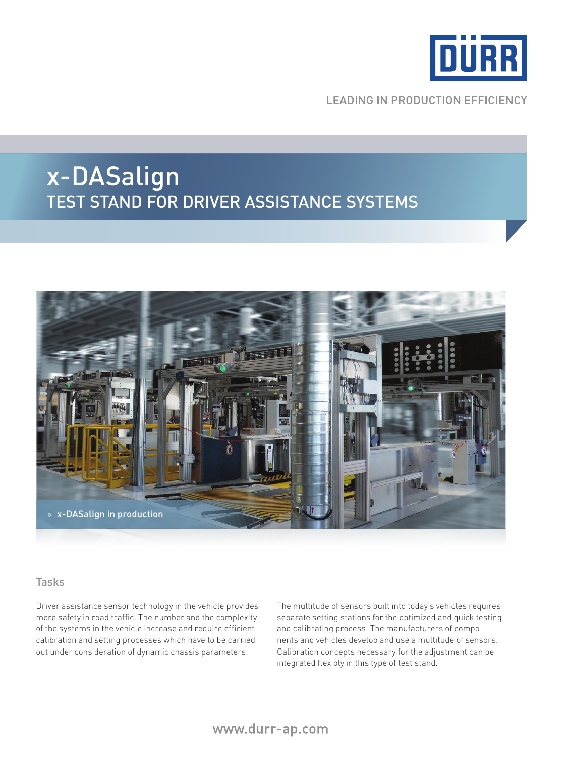DÜRR

LEADING IN PRODUCTION EFFICIENCY

# x-DASalign
## TEST STAND FOR DRIVER ASSISTANCE SYSTEMS

» x-DASalign in production

### Tasks

Driver assistance sensor technology in the vehicle provides more safety in road traffic. The number and the complexity of the systems in the vehicle increase and require efficient calibration and setting processes which have to be carried out under consideration of dynamic chassis parameters.

The multitude of sensors built into today's vehicles requires separate setting stations for the optimized and quick testing and calibrating process. The manufacturers of components and vehicles develop and use a multitude of sensors. Calibration concepts necessary for the adjustment can be integrated flexibly in this type of test stand.

www.durr-ap.com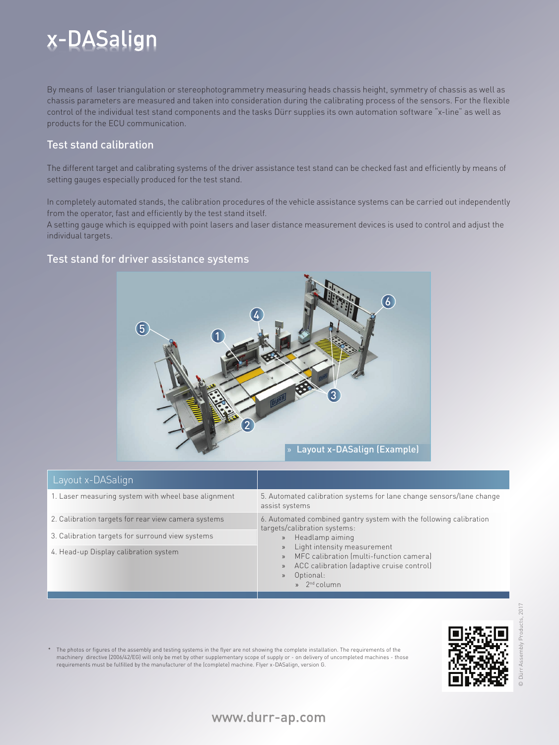# x-DASalign

By means of laser triangulation or stereophotogrammetry measuring heads chassis height, symmetry of chassis as well as chassis parameters are measured and taken into consideration during the calibrating process of the sensors. For the flexible control of the individual test stand components and the tasks Dürr supplies its own automation software "x-line" as well as products for the ECU communication.

## Test stand calibration

The different target and calibrating systems of the driver assistance test stand can be checked fast and efficiently by means of setting gauges especially produced for the test stand.

In completely automated stands, the calibration procedures of the vehicle assistance systems can be carried out independently from the operator, fast and efficiently by the test stand itself.
A setting gauge which is equipped with point lasers and laser distance measurement devices is used to control and adjust the individual targets.

## Test stand for driver assistance systems

» Layout x-DASalign (Example)

| Layout x-DASalign | |
|---|---|
| 1. Laser measuring system with wheel base alignment | 5. Automated calibration systems for lane change sensors/lane change assist systems |
| 2. Calibration targets for rear view camera systems<br>3. Calibration targets for surround view systems<br>4. Head-up Display calibration system | 6. Automated combined gantry system with the following calibration targets/calibration systems:<br>» Headlamp aiming<br>» Light intensity measurement<br>» MFC calibration (multi-function camera)<br>» ACC calibration (adaptive cruise control)<br>» Optional:<br>» 2nd column |

\* The photos or figures of the assembly and testing systems in the flyer are not showing the complete installation. The requirements of the machinery directive (2006/42/EG) will only be met by other supplementary scope of supply or - on delivery of uncompleted machines - those requirements must be fulfilled by the manufacturer of the (complete) machine. Flyer x-DASalign, version G.

© Dürr Assembly Products, 2017

www.durr-ap.com